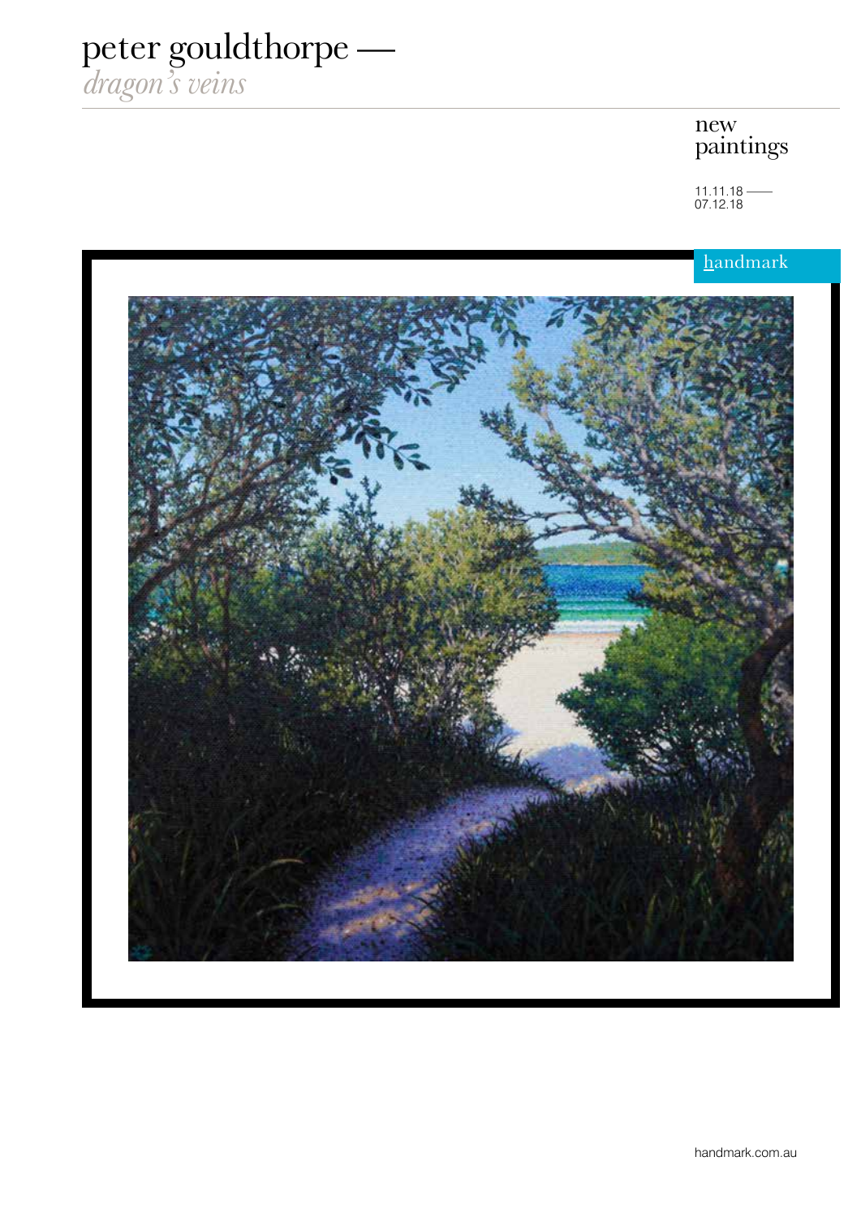# peter gouldthorpe —

*dragon's veins*

new paintings

11.11.18 —— 07.12.18

handmark

handmark.com.au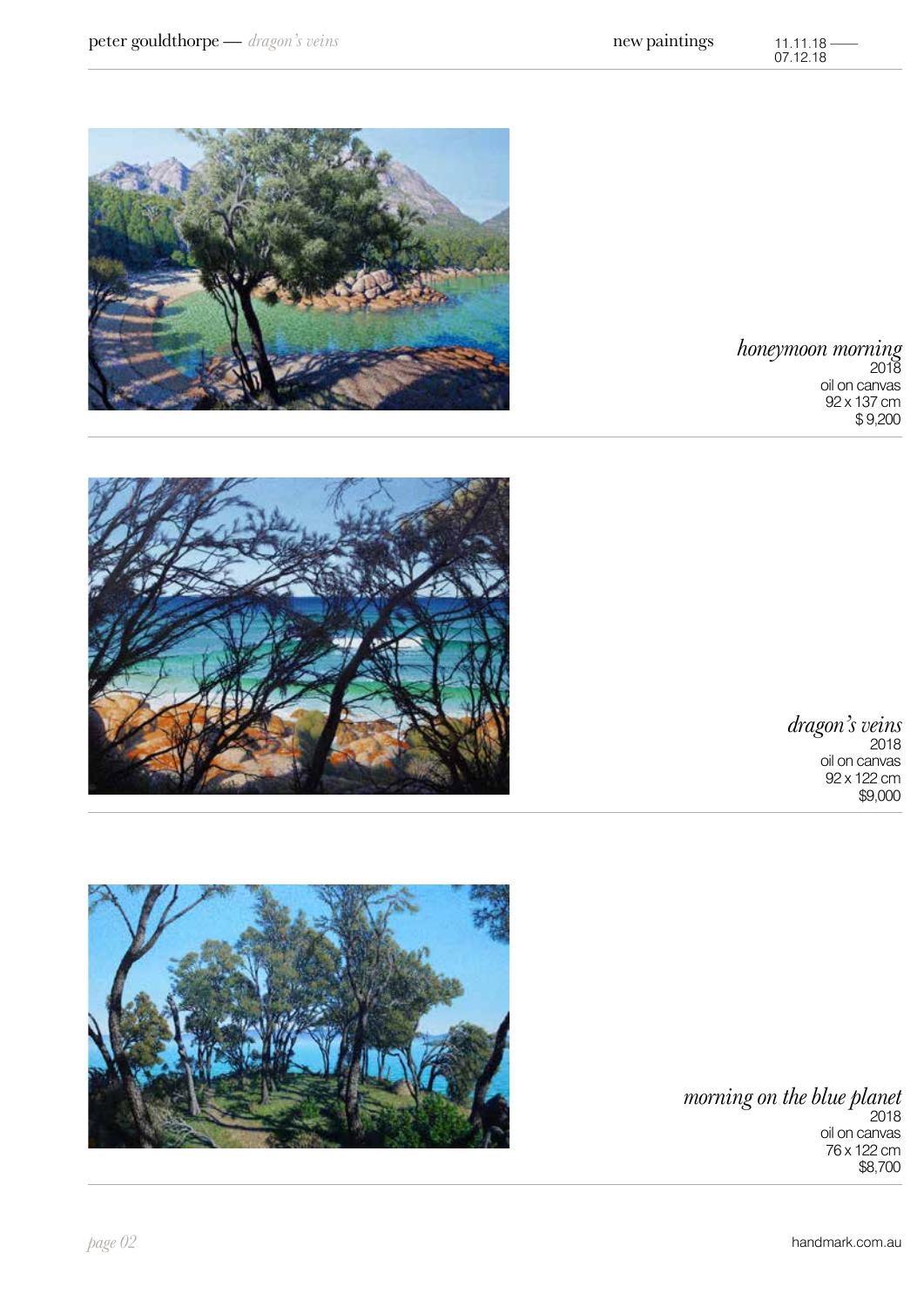*honeymoon morning*
2018
oil on canvas
92 x 137 cm
$ 9,200

*dragon's veins*
2018
oil on canvas
92 x 122 cm
$9,000

*morning on the blue planet*
2018
oil on canvas
76 x 122 cm
$8,700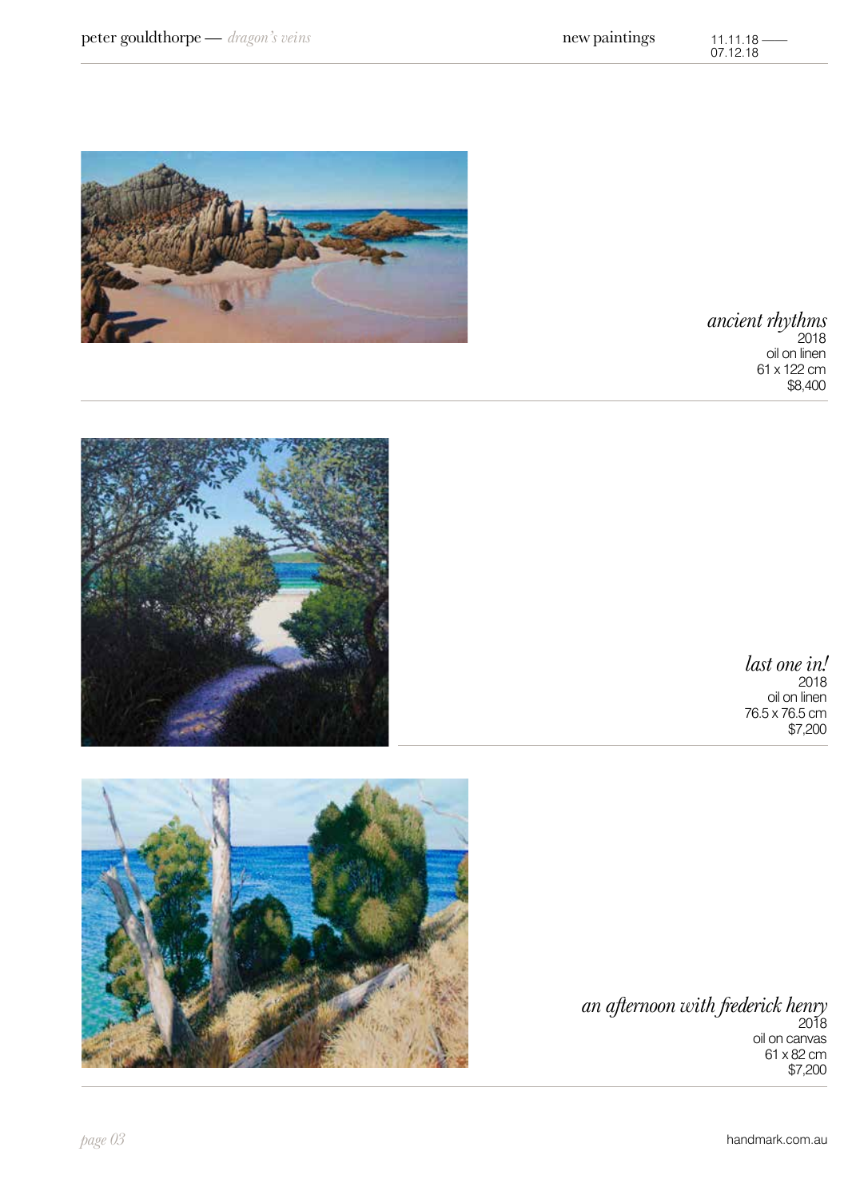*ancient rhythms*
2018
oil on linen
61 x 122 cm
$8,400

*last one in!*
2018
oil on linen
76.5 x 76.5 cm
$7,200

*an afternoon with frederick henry*
2018
oil on canvas
61 x 82 cm
$7,200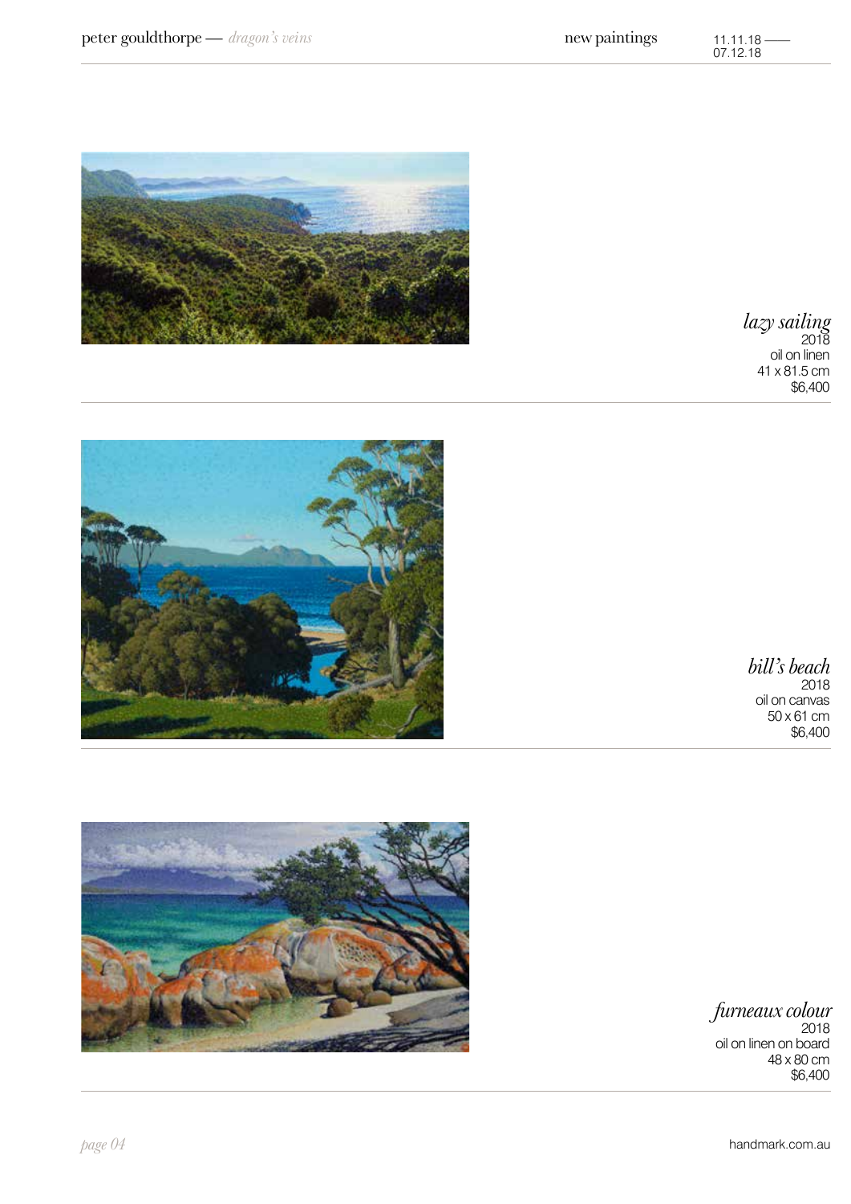*lazy sailing*
2018
oil on linen
41 x 81.5 cm
$6,400

*bill's beach*
2018
oil on canvas
50 x 61 cm
$6,400

*furneaux colour*
2018
oil on linen on board
48 x 80 cm
$6,400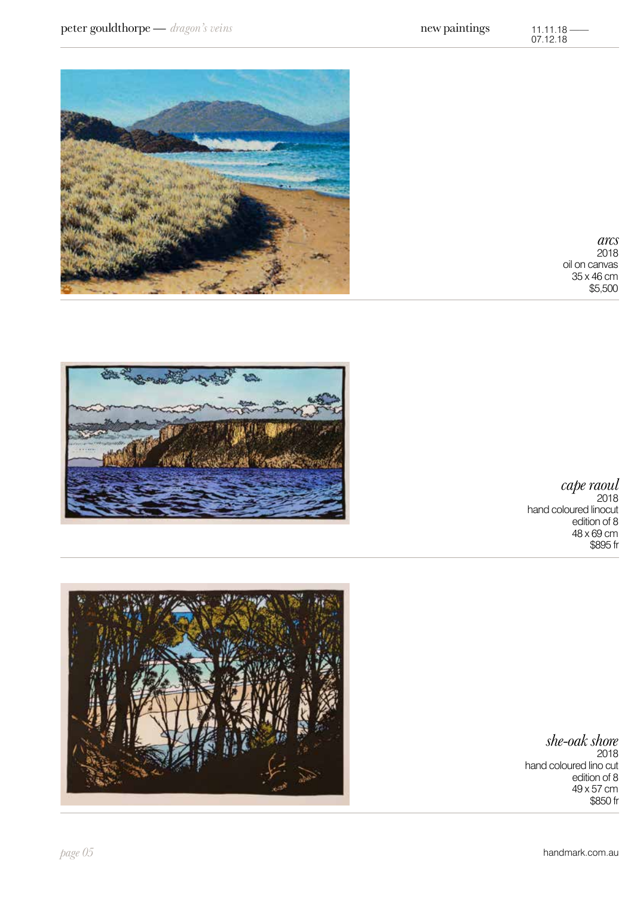*arcs*
2018
oil on canvas
35 x 46 cm
$5,500

*cape raoul*
2018
hand coloured linocut
edition of 8
48 x 69 cm
$895 fr

*she-oak shore*
2018
hand coloured lino cut
edition of 8
49 x 57 cm
$850 fr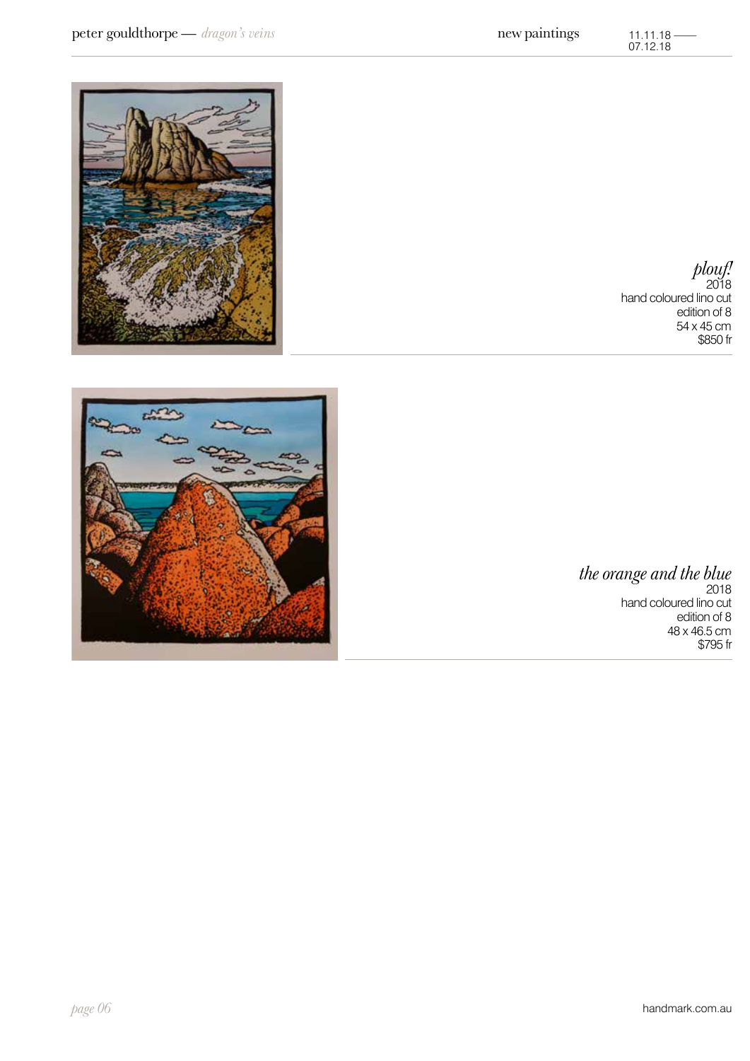*plouf!*
2018
hand coloured lino cut
edition of 8
54 x 45 cm
$850 fr

*the orange and the blue*
2018
hand coloured lino cut
edition of 8
48 x 46.5 cm
$795 fr